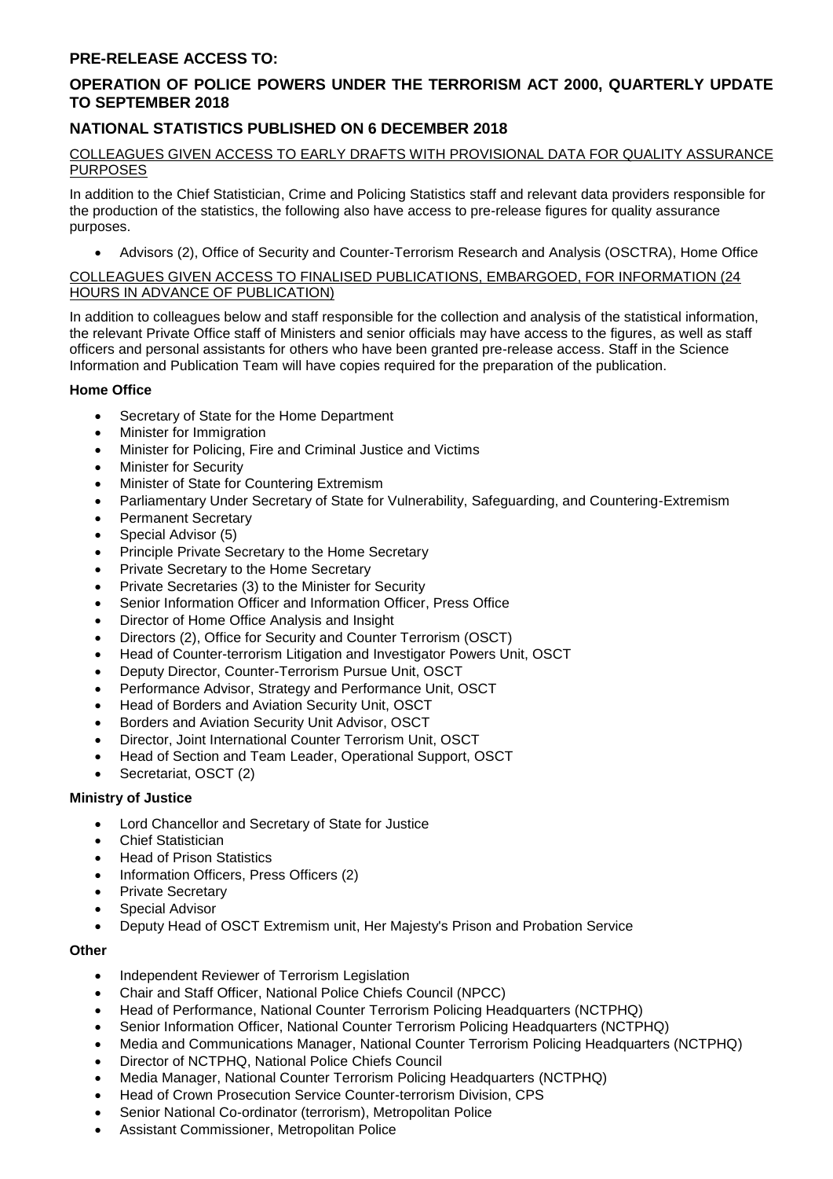# PRE-RELEASE ACCESS TO:

# OPERATION OF POLICE POWERS UNDER THE TERRORISM ACT 2000, QUARTERLY UPDATE TO SEPTEMBER 2018

# NATIONAL STATISTICS PUBLISHED ON 6 DECEMBER 2018

## COLLEAGUES GIVEN ACCESS TO EARLY DRAFTS WITH PROVISIONAL DATA FOR QUALITY ASSURANCE PURPOSES

In addition to the Chief Statistician, Crime and Policing Statistics staff and relevant data providers responsible for the production of the statistics, the following also have access to pre-release figures for quality assurance purposes.

- Advisors (2), Office of Security and Counter-Terrorism Research and Analysis (OSCTRA), Home Office

## COLLEAGUES GIVEN ACCESS TO FINALISED PUBLICATIONS, EMBARGOED, FOR INFORMATION (24 HOURS IN ADVANCE OF PUBLICATION)

In addition to colleagues below and staff responsible for the collection and analysis of the statistical information, the relevant Private Office staff of Ministers and senior officials may have access to the figures, as well as staff officers and personal assistants for others who have been granted pre-release access. Staff in the Science Information and Publication Team will have copies required for the preparation of the publication.

### Home Office

- Secretary of State for the Home Department
- Minister for Immigration
- Minister for Policing, Fire and Criminal Justice and Victims
- Minister for Security
- Minister of State for Countering Extremism
- Parliamentary Under Secretary of State for Vulnerability, Safeguarding, and Countering-Extremism
- Permanent Secretary
- Special Advisor (5)
- Principle Private Secretary to the Home Secretary
- Private Secretary to the Home Secretary
- Private Secretaries (3) to the Minister for Security
- Senior Information Officer and Information Officer, Press Office
- Director of Home Office Analysis and Insight
- Directors (2), Office for Security and Counter Terrorism (OSCT)
- Head of Counter-terrorism Litigation and Investigator Powers Unit, OSCT
- Deputy Director, Counter-Terrorism Pursue Unit, OSCT
- Performance Advisor, Strategy and Performance Unit, OSCT
- Head of Borders and Aviation Security Unit, OSCT
- Borders and Aviation Security Unit Advisor, OSCT
- Director, Joint International Counter Terrorism Unit, OSCT
- Head of Section and Team Leader, Operational Support, OSCT
- Secretariat, OSCT (2)

### Ministry of Justice

- Lord Chancellor and Secretary of State for Justice
- Chief Statistician
- Head of Prison Statistics
- Information Officers, Press Officers (2)
- Private Secretary
- Special Advisor
- Deputy Head of OSCT Extremism unit, Her Majesty's Prison and Probation Service

### Other

- Independent Reviewer of Terrorism Legislation
- Chair and Staff Officer, National Police Chiefs Council (NPCC)
- Head of Performance, National Counter Terrorism Policing Headquarters (NCTPHQ)
- Senior Information Officer, National Counter Terrorism Policing Headquarters (NCTPHQ)
- Media and Communications Manager, National Counter Terrorism Policing Headquarters (NCTPHQ)
- Director of NCTPHQ, National Police Chiefs Council
- Media Manager, National Counter Terrorism Policing Headquarters (NCTPHQ)
- Head of Crown Prosecution Service Counter-terrorism Division, CPS
- Senior National Co-ordinator (terrorism), Metropolitan Police
- Assistant Commissioner, Metropolitan Police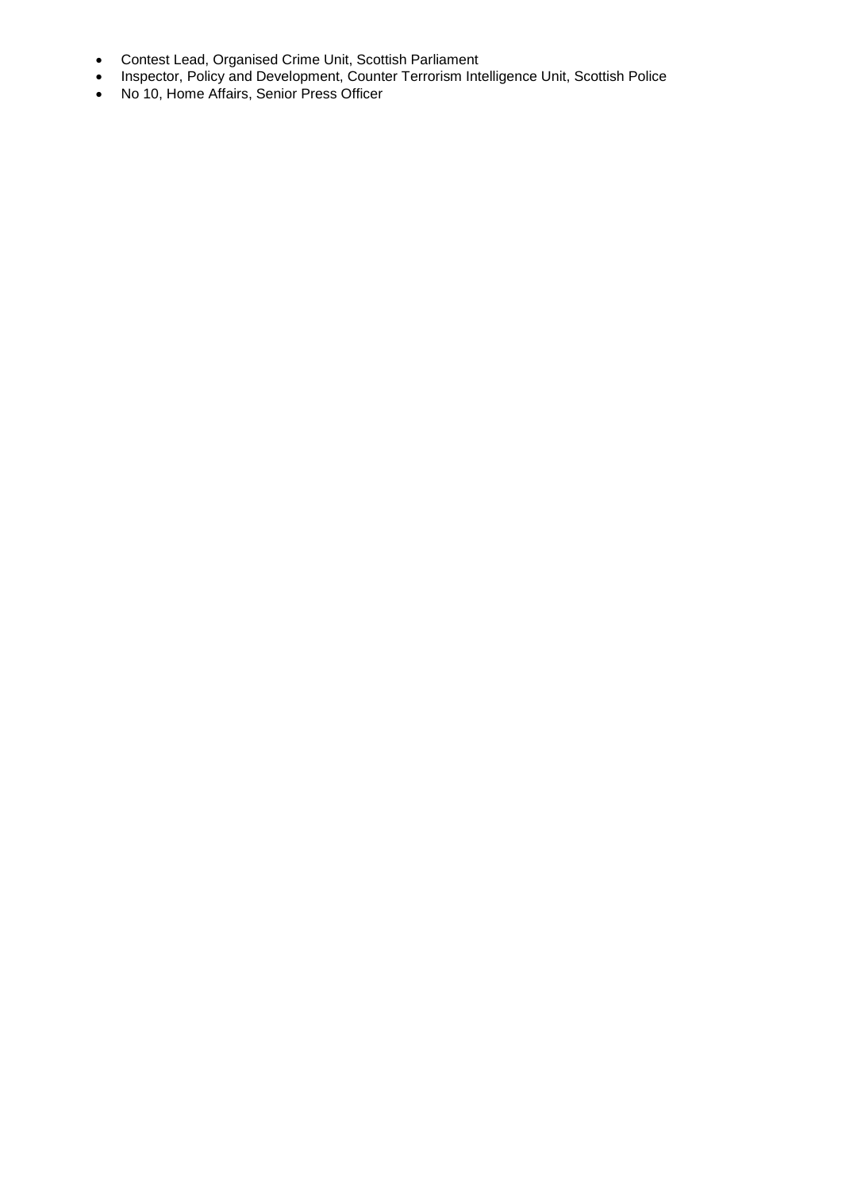- Contest Lead, Organised Crime Unit, Scottish Parliament
- Inspector, Policy and Development, Counter Terrorism Intelligence Unit, Scottish Police
- No 10, Home Affairs, Senior Press Officer